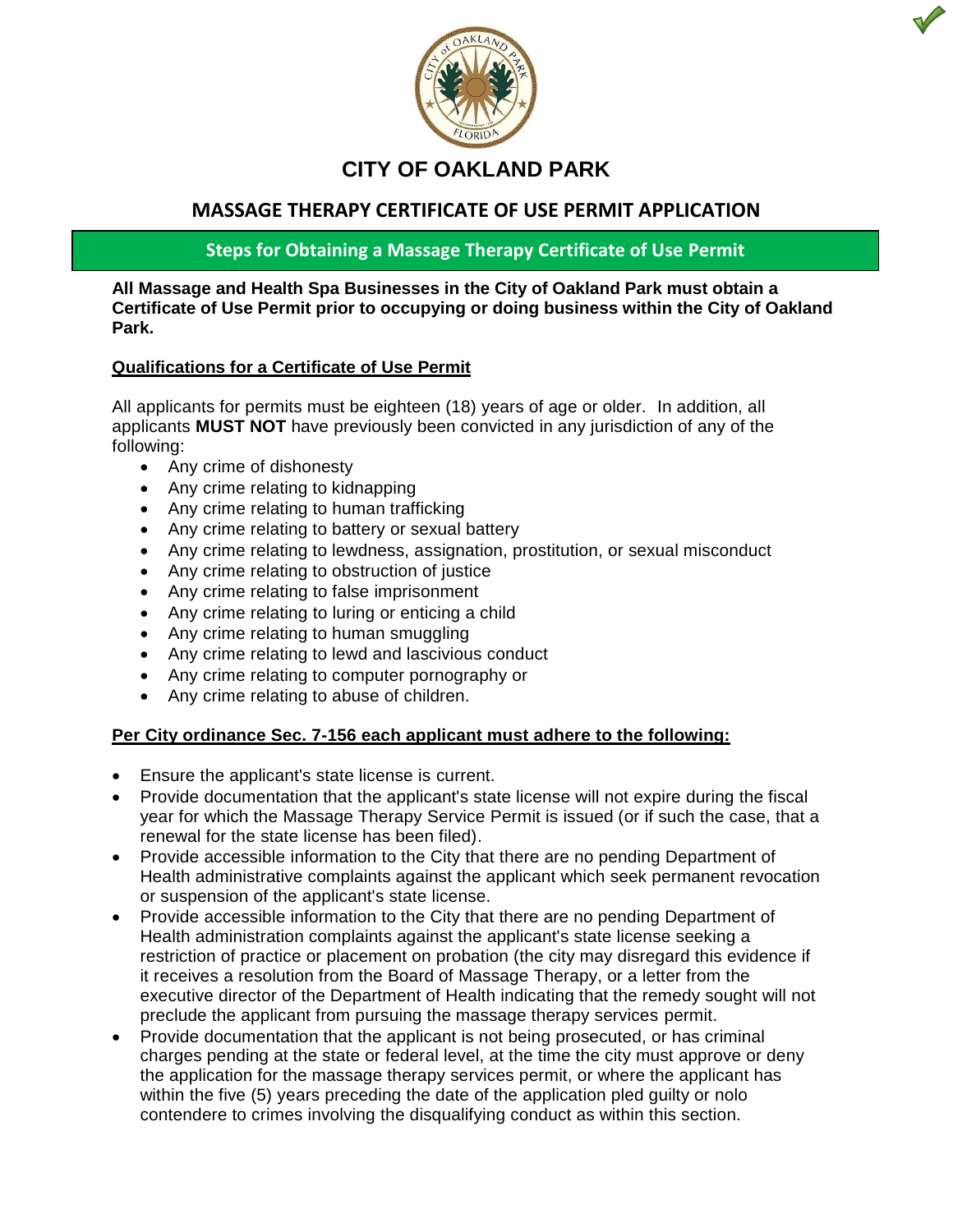# CITY OF OAKLAND PARK

## MASSAGE THERAPY CERTIFICATE OF USE PERMIT APPLICATION

### Steps for Obtaining a Massage Therapy Certificate of Use Permit

**All Massage and Health Spa Businesses in the City of Oakland Park must obtain a Certificate of Use Permit prior to occupying or doing business within the City of Oakland Park.**

**Qualifications for a Certificate of Use Permit**

All applicants for permits must be eighteen (18) years of age or older. In addition, all applicants **MUST NOT** have previously been convicted in any jurisdiction of any of the following:

- Any crime of dishonesty
- Any crime relating to kidnapping
- Any crime relating to human trafficking
- Any crime relating to battery or sexual battery
- Any crime relating to lewdness, assignation, prostitution, or sexual misconduct
- Any crime relating to obstruction of justice
- Any crime relating to false imprisonment
- Any crime relating to luring or enticing a child
- Any crime relating to human smuggling
- Any crime relating to lewd and lascivious conduct
- Any crime relating to computer pornography or
- Any crime relating to abuse of children.

**Per City ordinance Sec. 7-156 each applicant must adhere to the following:**

- Ensure the applicant's state license is current.
- Provide documentation that the applicant's state license will not expire during the fiscal year for which the Massage Therapy Service Permit is issued (or if such the case, that a renewal for the state license has been filed).
- Provide accessible information to the City that there are no pending Department of Health administrative complaints against the applicant which seek permanent revocation or suspension of the applicant's state license.
- Provide accessible information to the City that there are no pending Department of Health administration complaints against the applicant's state license seeking a restriction of practice or placement on probation (the city may disregard this evidence if it receives a resolution from the Board of Massage Therapy, or a letter from the executive director of the Department of Health indicating that the remedy sought will not preclude the applicant from pursuing the massage therapy services permit.
- Provide documentation that the applicant is not being prosecuted, or has criminal charges pending at the state or federal level, at the time the city must approve or deny the application for the massage therapy services permit, or where the applicant has within the five (5) years preceding the date of the application pled guilty or nolo contendere to crimes involving the disqualifying conduct as within this section.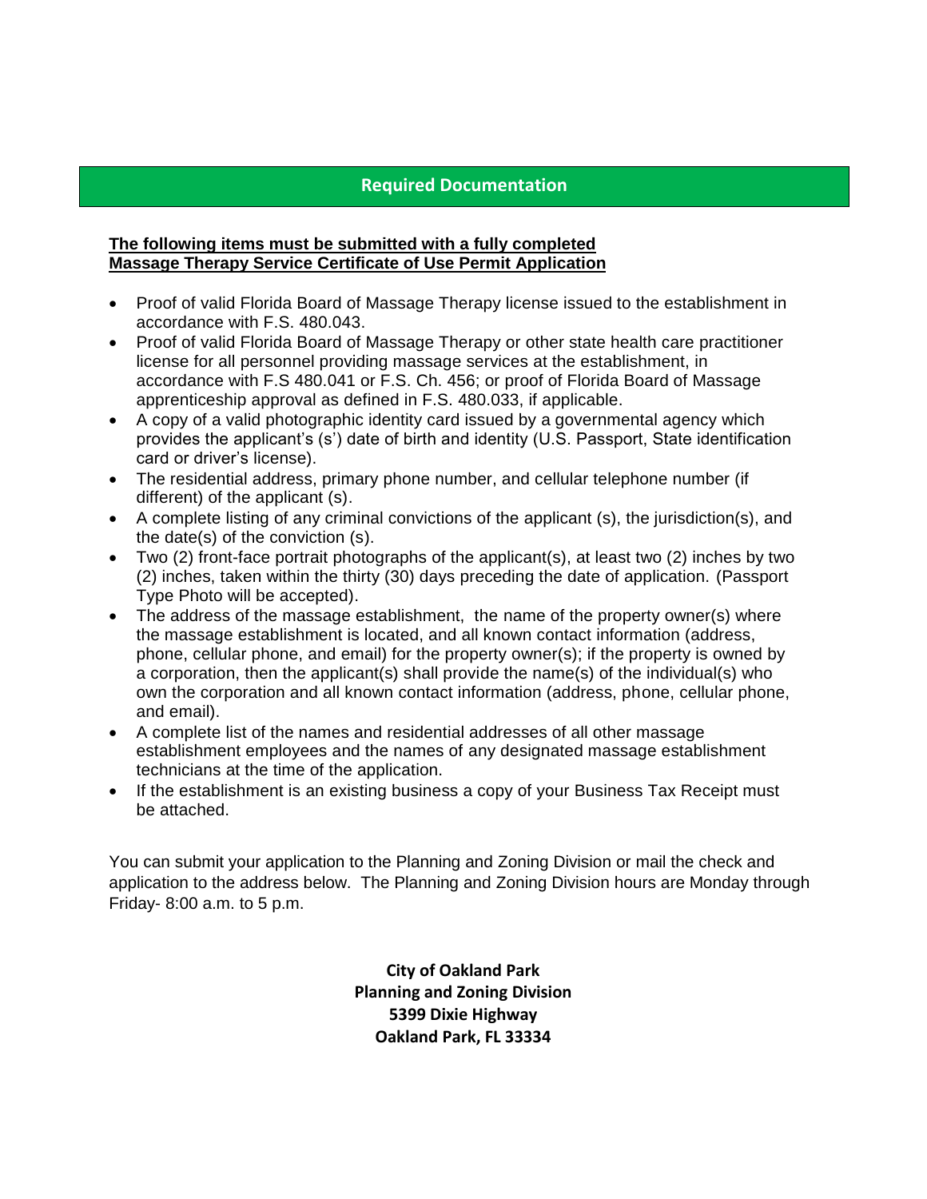## Required Documentation

**The following items must be submitted with a fully completed Massage Therapy Service Certificate of Use Permit Application**

- Proof of valid Florida Board of Massage Therapy license issued to the establishment in accordance with F.S. 480.043.
- Proof of valid Florida Board of Massage Therapy or other state health care practitioner license for all personnel providing massage services at the establishment, in accordance with F.S 480.041 or F.S. Ch. 456; or proof of Florida Board of Massage apprenticeship approval as defined in F.S. 480.033, if applicable.
- A copy of a valid photographic identity card issued by a governmental agency which provides the applicant's (s') date of birth and identity (U.S. Passport, State identification card or driver's license).
- The residential address, primary phone number, and cellular telephone number (if different) of the applicant (s).
- A complete listing of any criminal convictions of the applicant (s), the jurisdiction(s), and the date(s) of the conviction (s).
- Two (2) front-face portrait photographs of the applicant(s), at least two (2) inches by two (2) inches, taken within the thirty (30) days preceding the date of application. (Passport Type Photo will be accepted).
- The address of the massage establishment, the name of the property owner(s) where the massage establishment is located, and all known contact information (address, phone, cellular phone, and email) for the property owner(s); if the property is owned by a corporation, then the applicant(s) shall provide the name(s) of the individual(s) who own the corporation and all known contact information (address, phone, cellular phone, and email).
- A complete list of the names and residential addresses of all other massage establishment employees and the names of any designated massage establishment technicians at the time of the application.
- If the establishment is an existing business a copy of your Business Tax Receipt must be attached.

You can submit your application to the Planning and Zoning Division or mail the check and application to the address below. The Planning and Zoning Division hours are Monday through Friday- 8:00 a.m. to 5 p.m.

**City of Oakland Park**
**Planning and Zoning Division**
**5399 Dixie Highway**
**Oakland Park, FL 33334**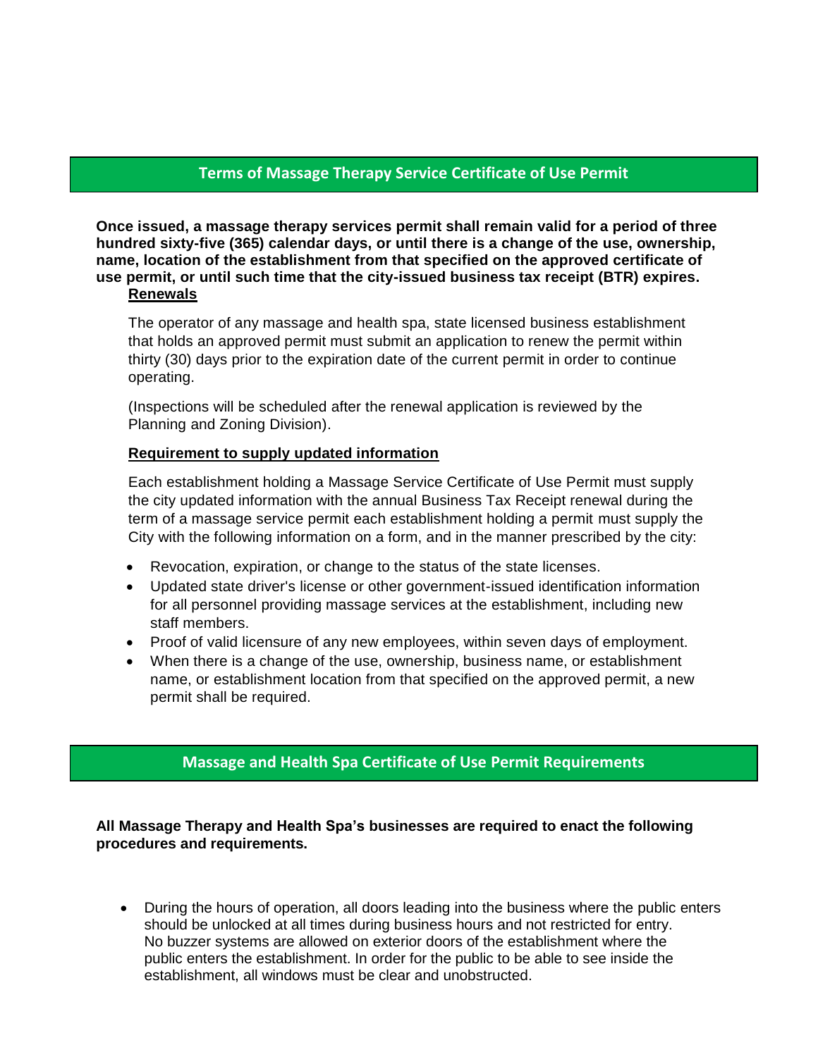## Terms of Massage Therapy Service Certificate of Use Permit

**Once issued, a massage therapy services permit shall remain valid for a period of three hundred sixty-five (365) calendar days, or until there is a change of the use, ownership, name, location of the establishment from that specified on the approved certificate of use permit, or until such time that the city-issued business tax receipt (BTR) expires.**

### Renewals

The operator of any massage and health spa, state licensed business establishment that holds an approved permit must submit an application to renew the permit within thirty (30) days prior to the expiration date of the current permit in order to continue operating.

(Inspections will be scheduled after the renewal application is reviewed by the Planning and Zoning Division).

### Requirement to supply updated information

Each establishment holding a Massage Service Certificate of Use Permit must supply the city updated information with the annual Business Tax Receipt renewal during the term of a massage service permit each establishment holding a permit must supply the City with the following information on a form, and in the manner prescribed by the city:

- Revocation, expiration, or change to the status of the state licenses.
- Updated state driver's license or other government-issued identification information for all personnel providing massage services at the establishment, including new staff members.
- Proof of valid licensure of any new employees, within seven days of employment.
- When there is a change of the use, ownership, business name, or establishment name, or establishment location from that specified on the approved permit, a new permit shall be required.

## Massage and Health Spa Certificate of Use Permit Requirements

**All Massage Therapy and Health Spa's businesses are required to enact the following procedures and requirements.**

- During the hours of operation, all doors leading into the business where the public enters should be unlocked at all times during business hours and not restricted for entry. No buzzer systems are allowed on exterior doors of the establishment where the public enters the establishment. In order for the public to be able to see inside the establishment, all windows must be clear and unobstructed.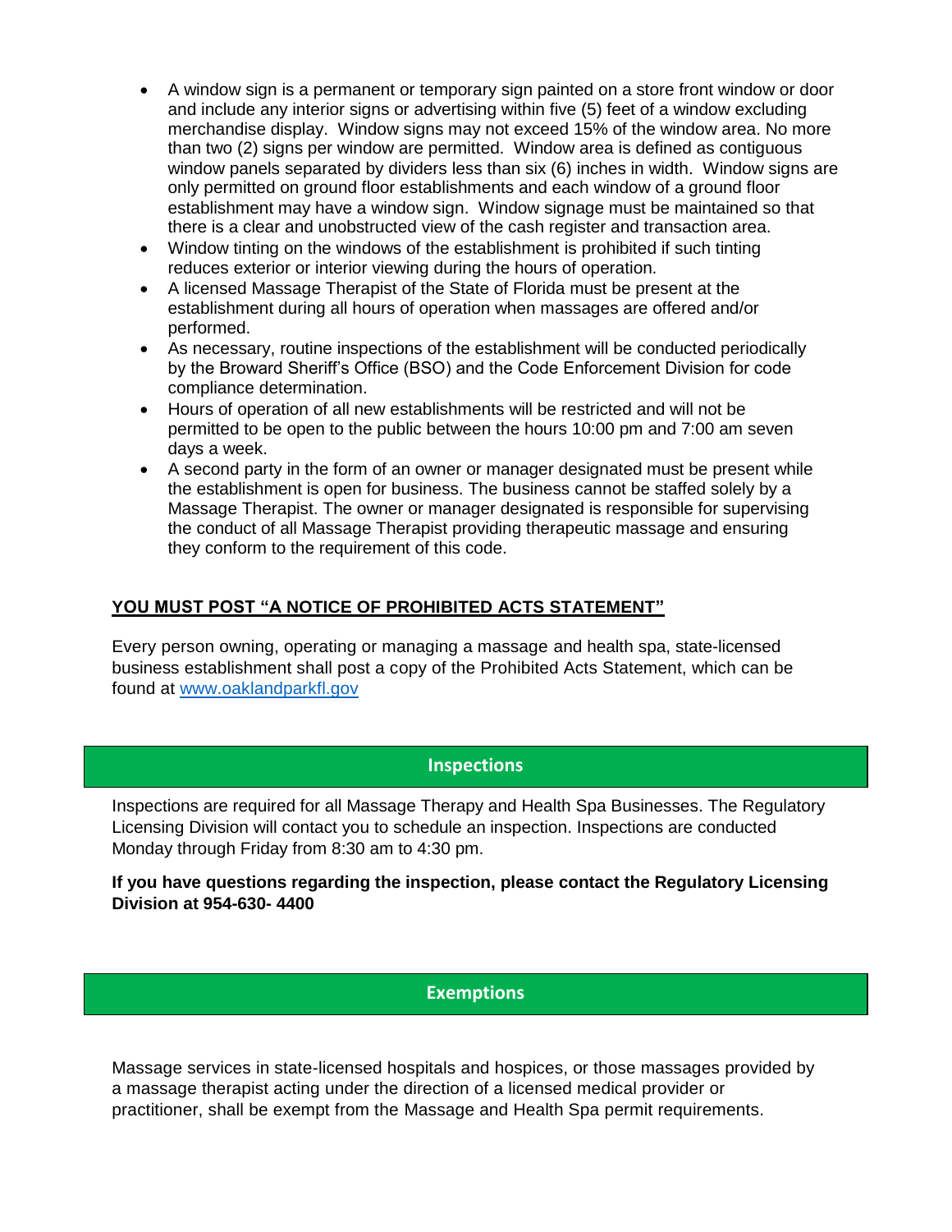- A window sign is a permanent or temporary sign painted on a store front window or door and include any interior signs or advertising within five (5) feet of a window excluding merchandise display. Window signs may not exceed 15% of the window area. No more than two (2) signs per window are permitted. Window area is defined as contiguous window panels separated by dividers less than six (6) inches in width. Window signs are only permitted on ground floor establishments and each window of a ground floor establishment may have a window sign. Window signage must be maintained so that there is a clear and unobstructed view of the cash register and transaction area.
- Window tinting on the windows of the establishment is prohibited if such tinting reduces exterior or interior viewing during the hours of operation.
- A licensed Massage Therapist of the State of Florida must be present at the establishment during all hours of operation when massages are offered and/or performed.
- As necessary, routine inspections of the establishment will be conducted periodically by the Broward Sheriff's Office (BSO) and the Code Enforcement Division for code compliance determination.
- Hours of operation of all new establishments will be restricted and will not be permitted to be open to the public between the hours 10:00 pm and 7:00 am seven days a week.
- A second party in the form of an owner or manager designated must be present while the establishment is open for business. The business cannot be staffed solely by a Massage Therapist. The owner or manager designated is responsible for supervising the conduct of all Massage Therapist providing therapeutic massage and ensuring they conform to the requirement of this code.

**YOU MUST POST "A NOTICE OF PROHIBITED ACTS STATEMENT"**

Every person owning, operating or managing a massage and health spa, state-licensed business establishment shall post a copy of the Prohibited Acts Statement, which can be found at www.oaklandparkfl.gov

## Inspections

Inspections are required for all Massage Therapy and Health Spa Businesses. The Regulatory Licensing Division will contact you to schedule an inspection. Inspections are conducted Monday through Friday from 8:30 am to 4:30 pm.

**If you have questions regarding the inspection, please contact the Regulatory Licensing Division at 954-630- 4400**

## Exemptions

Massage services in state-licensed hospitals and hospices, or those massages provided by a massage therapist acting under the direction of a licensed medical provider or practitioner, shall be exempt from the Massage and Health Spa permit requirements.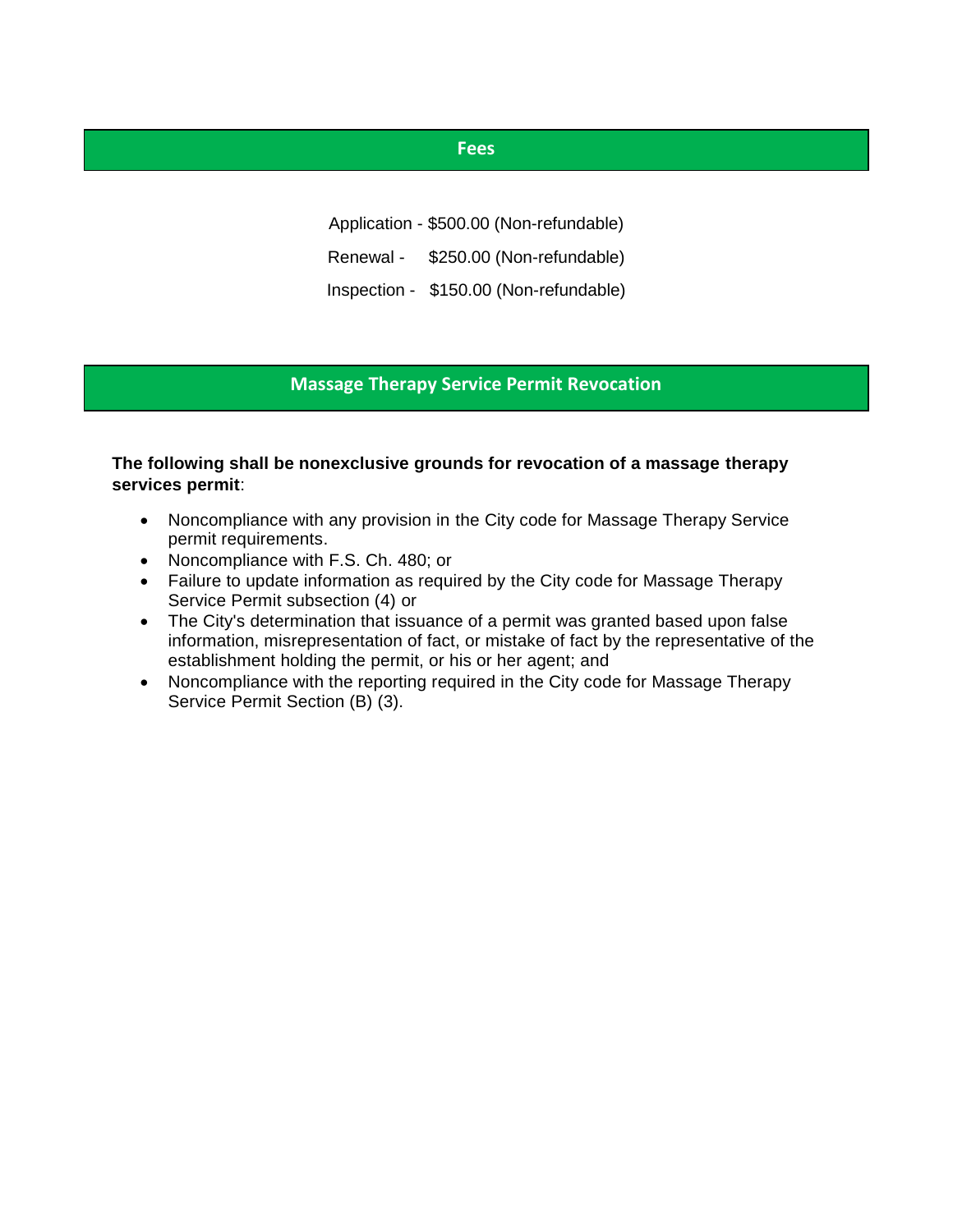## Fees

Application - $500.00 (Non-refundable)

Renewal - $250.00 (Non-refundable)

Inspection - $150.00 (Non-refundable)

## Massage Therapy Service Permit Revocation

**The following shall be nonexclusive grounds for revocation of a massage therapy services permit**:

- Noncompliance with any provision in the City code for Massage Therapy Service permit requirements.
- Noncompliance with F.S. Ch. 480; or
- Failure to update information as required by the City code for Massage Therapy Service Permit subsection (4) or
- The City's determination that issuance of a permit was granted based upon false information, misrepresentation of fact, or mistake of fact by the representative of the establishment holding the permit, or his or her agent; and
- Noncompliance with the reporting required in the City code for Massage Therapy Service Permit Section (B) (3).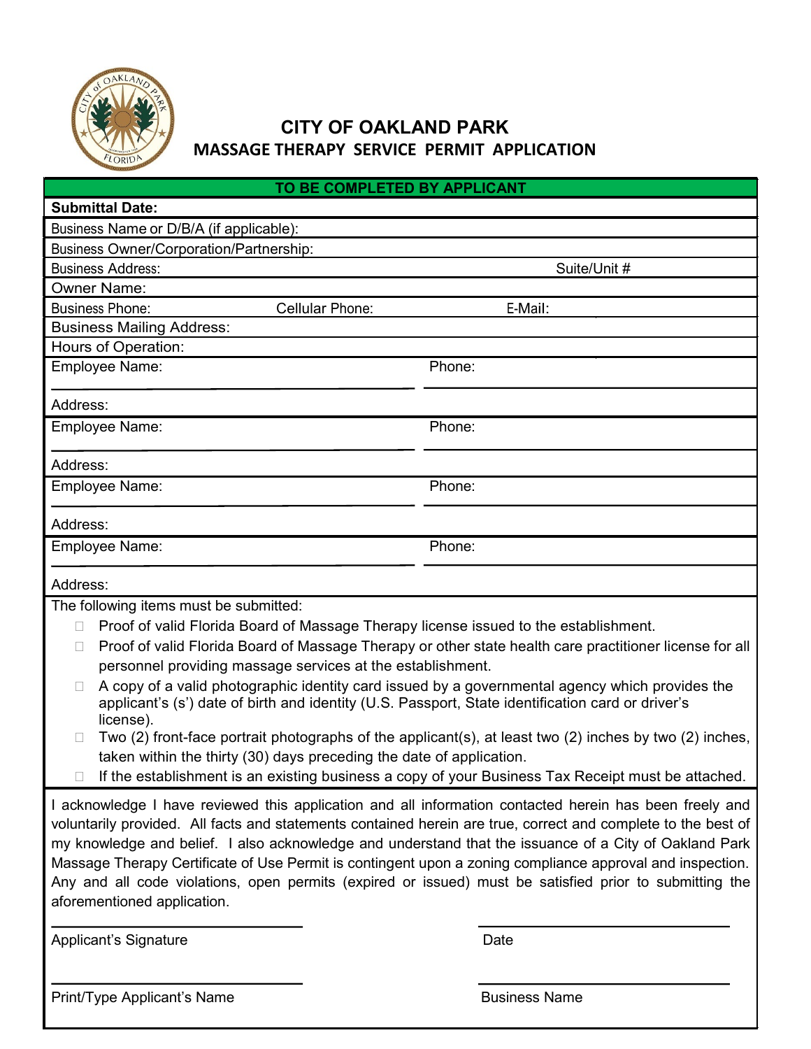# CITY OF OAKLAND PARK

## MASSAGE THERAPY SERVICE PERMIT APPLICATION

**TO BE COMPLETED BY APPLICANT**

**Submittal Date:**

Business Name or D/B/A (if applicable):

Business Owner/Corporation/Partnership:

Business Address: Suite/Unit #

Owner Name:

Business Phone: Cellular Phone: E-Mail:

Business Mailing Address:

Hours of Operation:

Employee Name: Phone:

Address:

Employee Name: Phone:

Address:

Employee Name: Phone:

Address:

Employee Name: Phone:

Address:

The following items must be submitted:

- ☐ Proof of valid Florida Board of Massage Therapy license issued to the establishment.
- ☐ Proof of valid Florida Board of Massage Therapy or other state health care practitioner license for all personnel providing massage services at the establishment.
- ☐ A copy of a valid photographic identity card issued by a governmental agency which provides the applicant's (s') date of birth and identity (U.S. Passport, State identification card or driver's license).
- ☐ Two (2) front-face portrait photographs of the applicant(s), at least two (2) inches by two (2) inches, taken within the thirty (30) days preceding the date of application.
- ☐ If the establishment is an existing business a copy of your Business Tax Receipt must be attached.

I acknowledge I have reviewed this application and all information contacted herein has been freely and voluntarily provided. All facts and statements contained herein are true, correct and complete to the best of my knowledge and belief. I also acknowledge and understand that the issuance of a City of Oakland Park Massage Therapy Certificate of Use Permit is contingent upon a zoning compliance approval and inspection. Any and all code violations, open permits (expired or issued) must be satisfied prior to submitting the aforementioned application.

______________________________ ______________________________

Applicant's Signature Date

______________________________ ______________________________

Print/Type Applicant's Name Business Name